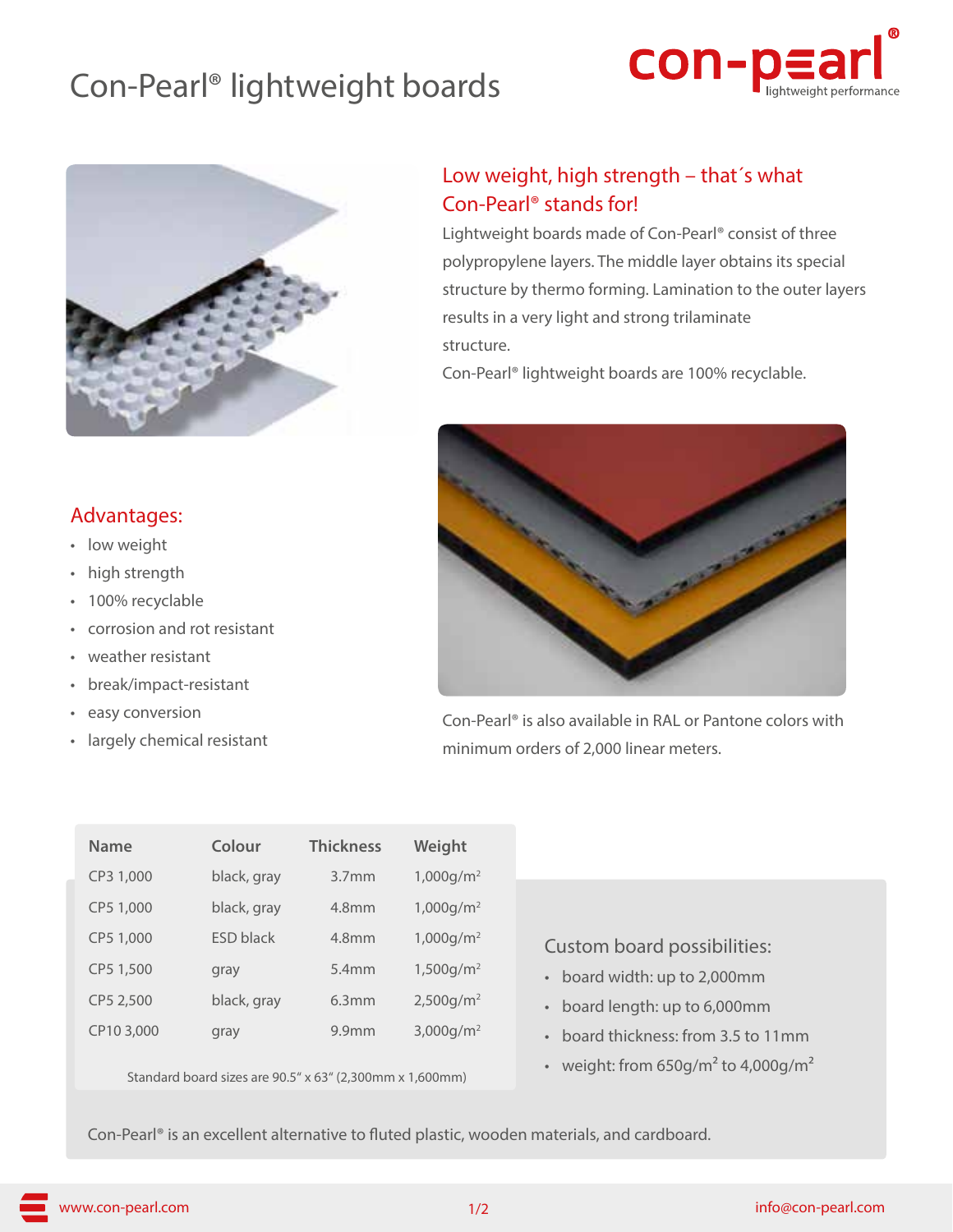# Con-Pearl® lightweight boards

## Low weight, high strength – that´s what Con-Pearl® stands for!

Lightweight boards made of Con-Pearl® consist of three polypropylene layers. The middle layer obtains its special structure by thermo forming. Lamination to the outer layers results in a very light and strong trilaminate structure.

Con-Pearl® lightweight boards are 100% recyclable.

## Advantages:

- low weight
- high strength
- 100% recyclable
- corrosion and rot resistant
- weather resistant
- break/impact-resistant
- easy conversion
- largely chemical resistant

Con-Pearl® is also available in RAL or Pantone colors with minimum orders of 2,000 linear meters.

| Name | Colour | Thickness | Weight |
|---|---|---|---|
| CP3 1,000 | black, gray | 3.7mm | 1,000g/m$^2$ |
| CP5 1,000 | black, gray | 4.8mm | 1,000g/m$^2$ |
| CP5 1,000 | ESD black | 4.8mm | 1,000g/m$^2$ |
| CP5 1,500 | gray | 5.4mm | 1,500g/m$^2$ |
| CP5 2,500 | black, gray | 6.3mm | 2,500g/m$^2$ |
| CP10 3,000 | gray | 9.9mm | 3,000g/m$^2$ |

Standard board sizes are 90.5" x 63" (2,300mm x 1,600mm)

### Custom board possibilities:

- board width: up to 2,000mm
- board length: up to 6,000mm
- board thickness: from 3.5 to 11mm
- weight: from 650g/m$^2$ to 4,000g/m$^2$

Con-Pearl® is an excellent alternative to fluted plastic, wooden materials, and cardboard.

www.con-pearl.com info@con-pearl.com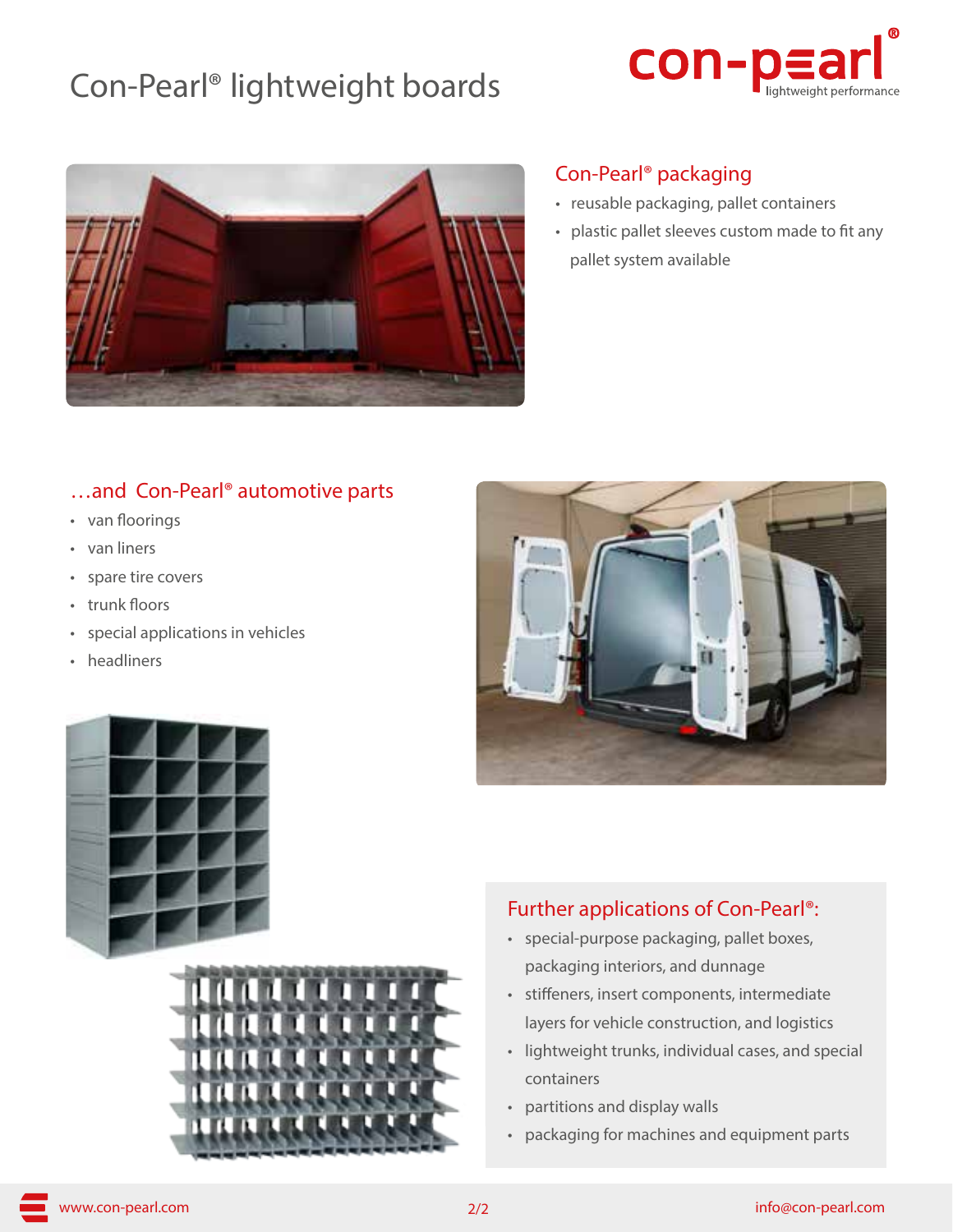# Con-Pearl® lightweight boards

## Con-Pearl® packaging

- reusable packaging, pallet containers
- plastic pallet sleeves custom made to fit any pallet system available

## …and Con-Pearl® automotive parts

- van floorings
- van liners
- spare tire covers
- trunk floors
- special applications in vehicles
- headliners

## Further applications of Con-Pearl®:

- special-purpose packaging, pallet boxes, packaging interiors, and dunnage
- stiffeners, insert components, intermediate layers for vehicle construction, and logistics
- lightweight trunks, individual cases, and special containers
- partitions and display walls
- packaging for machines and equipment parts

www.con-pearl.com

info@con-pearl.com